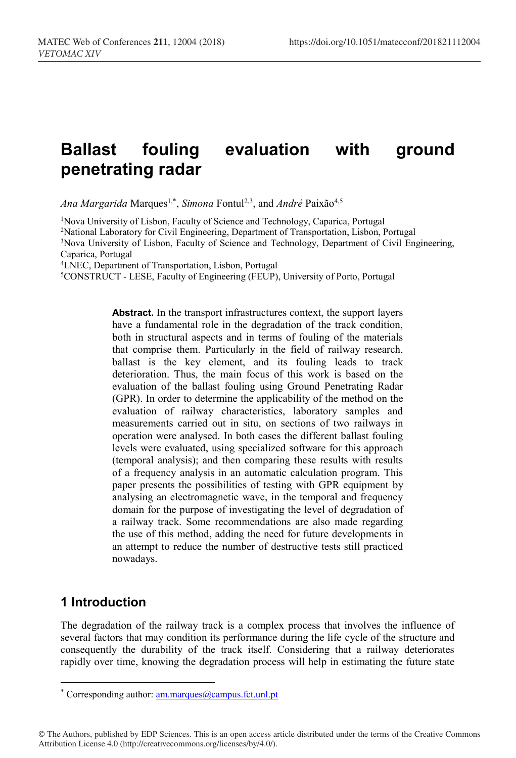# Ballast fouling evaluation with ground penetrating radar

*Ana Margarida* Marques[1,*], *Simona* Fontul[2,3], and *André* Paixão[4,5]

[1]Nova University of Lisbon, Faculty of Science and Technology, Caparica, Portugal
[2]National Laboratory for Civil Engineering, Department of Transportation, Lisbon, Portugal
[3]Nova University of Lisbon, Faculty of Science and Technology, Department of Civil Engineering, Caparica, Portugal
[4]LNEC, Department of Transportation, Lisbon, Portugal
[5]CONSTRUCT - LESE, Faculty of Engineering (FEUP), University of Porto, Portugal

**Abstract.** In the transport infrastructures context, the support layers have a fundamental role in the degradation of the track condition, both in structural aspects and in terms of fouling of the materials that comprise them. Particularly in the field of railway research, ballast is the key element, and its fouling leads to track deterioration. Thus, the main focus of this work is based on the evaluation of the ballast fouling using Ground Penetrating Radar (GPR). In order to determine the applicability of the method on the evaluation of railway characteristics, laboratory samples and measurements carried out in situ, on sections of two railways in operation were analysed. In both cases the different ballast fouling levels were evaluated, using specialized software for this approach (temporal analysis); and then comparing these results with results of a frequency analysis in an automatic calculation program. This paper presents the possibilities of testing with GPR equipment by analysing an electromagnetic wave, in the temporal and frequency domain for the purpose of investigating the level of degradation of a railway track. Some recommendations are also made regarding the use of this method, adding the need for future developments in an attempt to reduce the number of destructive tests still practiced nowadays.

## 1 Introduction

The degradation of the railway track is a complex process that involves the influence of several factors that may condition its performance during the life cycle of the structure and consequently the durability of the track itself. Considering that a railway deteriorates rapidly over time, knowing the degradation process will help in estimating the future state

* Corresponding author: am.marques@campus.fct.unl.pt

© The Authors, published by EDP Sciences. This is an open access article distributed under the terms of the Creative Commons Attribution License 4.0 (http://creativecommons.org/licenses/by/4.0/).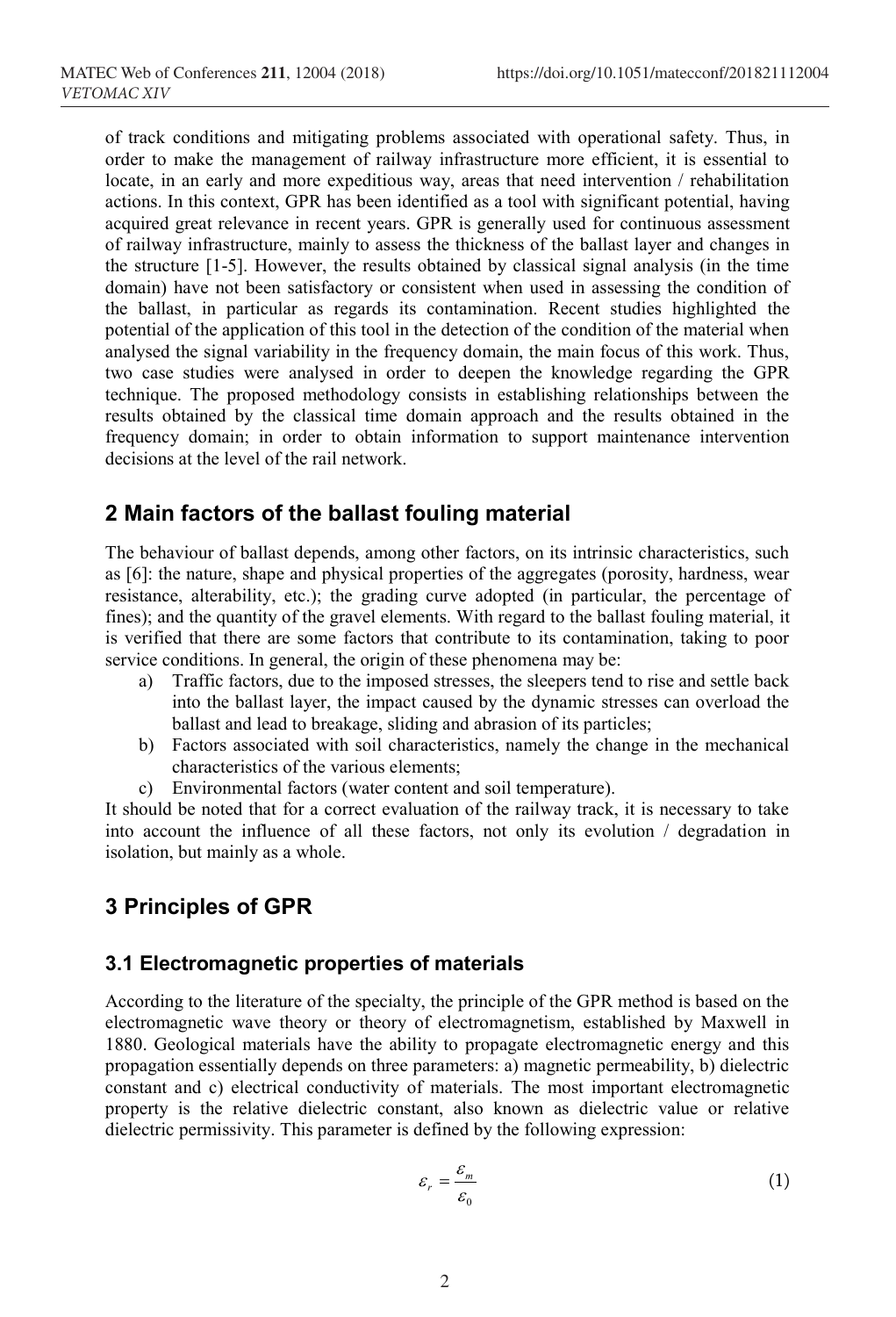of track conditions and mitigating problems associated with operational safety. Thus, in order to make the management of railway infrastructure more efficient, it is essential to locate, in an early and more expeditious way, areas that need intervention / rehabilitation actions. In this context, GPR has been identified as a tool with significant potential, having acquired great relevance in recent years. GPR is generally used for continuous assessment of railway infrastructure, mainly to assess the thickness of the ballast layer and changes in the structure [1-5]. However, the results obtained by classical signal analysis (in the time domain) have not been satisfactory or consistent when used in assessing the condition of the ballast, in particular as regards its contamination. Recent studies highlighted the potential of the application of this tool in the detection of the condition of the material when analysed the signal variability in the frequency domain, the main focus of this work. Thus, two case studies were analysed in order to deepen the knowledge regarding the GPR technique. The proposed methodology consists in establishing relationships between the results obtained by the classical time domain approach and the results obtained in the frequency domain; in order to obtain information to support maintenance intervention decisions at the level of the rail network.

## 2 Main factors of the ballast fouling material

The behaviour of ballast depends, among other factors, on its intrinsic characteristics, such as [6]: the nature, shape and physical properties of the aggregates (porosity, hardness, wear resistance, alterability, etc.); the grading curve adopted (in particular, the percentage of fines); and the quantity of the gravel elements. With regard to the ballast fouling material, it is verified that there are some factors that contribute to its contamination, taking to poor service conditions. In general, the origin of these phenomena may be:

a) Traffic factors, due to the imposed stresses, the sleepers tend to rise and settle back into the ballast layer, the impact caused by the dynamic stresses can overload the ballast and lead to breakage, sliding and abrasion of its particles;
b) Factors associated with soil characteristics, namely the change in the mechanical characteristics of the various elements;
c) Environmental factors (water content and soil temperature).

It should be noted that for a correct evaluation of the railway track, it is necessary to take into account the influence of all these factors, not only its evolution / degradation in isolation, but mainly as a whole.

## 3 Principles of GPR

### 3.1 Electromagnetic properties of materials

According to the literature of the specialty, the principle of the GPR method is based on the electromagnetic wave theory or theory of electromagnetism, established by Maxwell in 1880. Geological materials have the ability to propagate electromagnetic energy and this propagation essentially depends on three parameters: a) magnetic permeability, b) dielectric constant and c) electrical conductivity of materials. The most important electromagnetic property is the relative dielectric constant, also known as dielectric value or relative dielectric permissivity. This parameter is defined by the following expression:

$$\varepsilon_r = \frac{\varepsilon_m}{\varepsilon_0} \tag{1}$$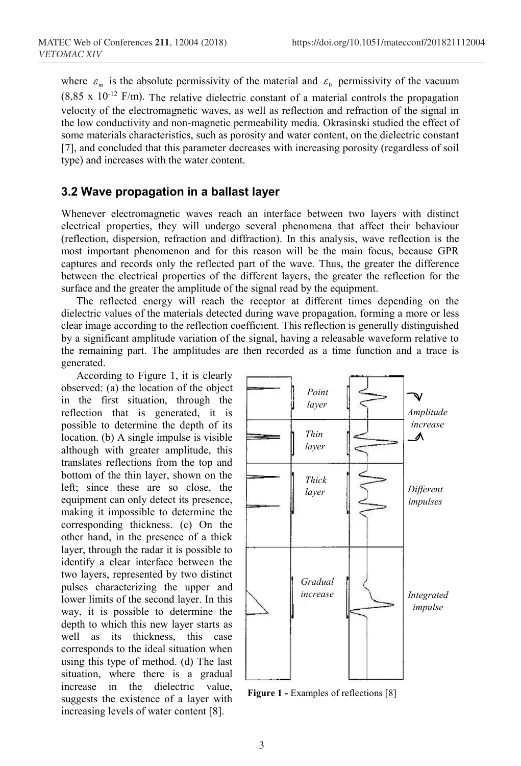where $\varepsilon_m$ is the absolute permissivity of the material and $\varepsilon_0$ permissivity of the vacuum (8,85 x $10^{-12}$ F/m). The relative dielectric constant of a material controls the propagation velocity of the electromagnetic waves, as well as reflection and refraction of the signal in the low conductivity and non-magnetic permeability media. Okrasinski studied the effect of some materials characteristics, such as porosity and water content, on the dielectric constant [7], and concluded that this parameter decreases with increasing porosity (regardless of soil type) and increases with the water content.

### 3.2 Wave propagation in a ballast layer

Whenever electromagnetic waves reach an interface between two layers with distinct electrical properties, they will undergo several phenomena that affect their behaviour (reflection, dispersion, refraction and diffraction). In this analysis, wave reflection is the most important phenomenon and for this reason will be the main focus, because GPR captures and records only the reflected part of the wave. Thus, the greater the difference between the electrical properties of the different layers, the greater the reflection for the surface and the greater the amplitude of the signal read by the equipment.

The reflected energy will reach the receptor at different times depending on the dielectric values of the materials detected during wave propagation, forming a more or less clear image according to the reflection coefficient. This reflection is generally distinguished by a significant amplitude variation of the signal, having a releasable waveform relative to the remaining part. The amplitudes are then recorded as a time function and a trace is generated.

According to Figure 1, it is clearly observed: (a) the location of the object in the first situation, through the reflection that is generated, it is possible to determine the depth of its location. (b) A single impulse is visible although with greater amplitude, this translates reflections from the top and bottom of the thin layer, shown on the left; since these are so close, the equipment can only detect its presence, making it impossible to determine the corresponding thickness. (c) On the other hand, in the presence of a thick layer, through the radar it is possible to identify a clear interface between the two layers, represented by two distinct pulses characterizing the upper and lower limits of the second layer. In this way, it is possible to determine the depth to which this new layer starts as well as its thickness, this case corresponds to the ideal situation when using this type of method. (d) The last situation, where there is a gradual increase in the dielectric value, suggests the existence of a layer with increasing levels of water content [8].

**Figure 1 -** Examples of reflections [8]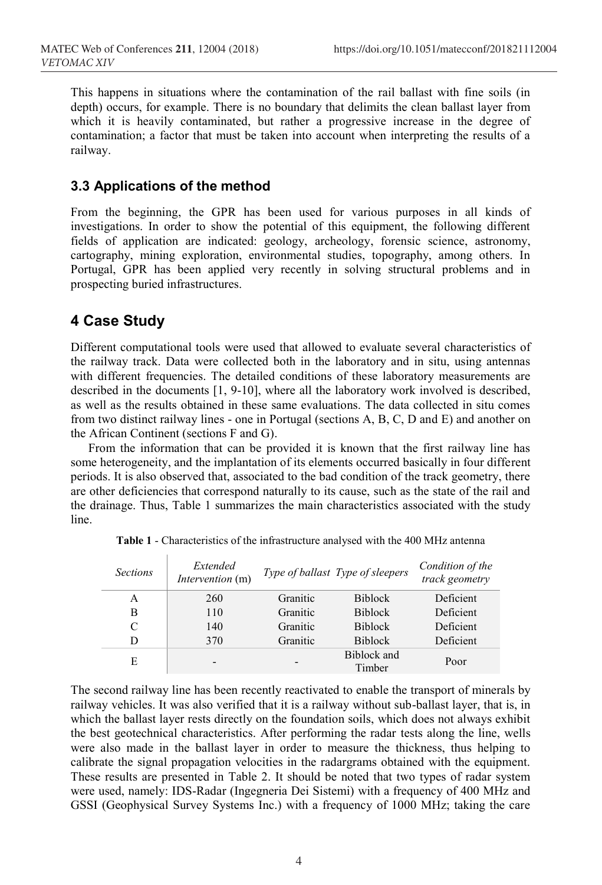This happens in situations where the contamination of the rail ballast with fine soils (in depth) occurs, for example. There is no boundary that delimits the clean ballast layer from which it is heavily contaminated, but rather a progressive increase in the degree of contamination; a factor that must be taken into account when interpreting the results of a railway.

### 3.3 Applications of the method

From the beginning, the GPR has been used for various purposes in all kinds of investigations. In order to show the potential of this equipment, the following different fields of application are indicated: geology, archeology, forensic science, astronomy, cartography, mining exploration, environmental studies, topography, among others. In Portugal, GPR has been applied very recently in solving structural problems and in prospecting buried infrastructures.

## 4 Case Study

Different computational tools were used that allowed to evaluate several characteristics of the railway track. Data were collected both in the laboratory and in situ, using antennas with different frequencies. The detailed conditions of these laboratory measurements are described in the documents [1, 9-10], where all the laboratory work involved is described, as well as the results obtained in these same evaluations. The data collected in situ comes from two distinct railway lines - one in Portugal (sections A, B, C, D and E) and another on the African Continent (sections F and G).

From the information that can be provided it is known that the first railway line has some heterogeneity, and the implantation of its elements occurred basically in four different periods. It is also observed that, associated to the bad condition of the track geometry, there are other deficiencies that correspond naturally to its cause, such as the state of the rail and the drainage. Thus, Table 1 summarizes the main characteristics associated with the study line.

**Table 1** - Characteristics of the infrastructure analysed with the 400 MHz antenna

| *Sections* | *Extended Intervention* (m) | *Type of ballast* | *Type of sleepers* | *Condition of the track geometry* |
|---|---|---|---|---|
| A | 260 | Granitic | Biblock | Deficient |
| B | 110 | Granitic | Biblock | Deficient |
| C | 140 | Granitic | Biblock | Deficient |
| D | 370 | Granitic | Biblock | Deficient |
| E | - | - | Biblock and Timber | Poor |

The second railway line has been recently reactivated to enable the transport of minerals by railway vehicles. It was also verified that it is a railway without sub-ballast layer, that is, in which the ballast layer rests directly on the foundation soils, which does not always exhibit the best geotechnical characteristics. After performing the radar tests along the line, wells were also made in the ballast layer in order to measure the thickness, thus helping to calibrate the signal propagation velocities in the radargrams obtained with the equipment. These results are presented in Table 2. It should be noted that two types of radar system were used, namely: IDS-Radar (Ingegneria Dei Sistemi) with a frequency of 400 MHz and GSSI (Geophysical Survey Systems Inc.) with a frequency of 1000 MHz; taking the care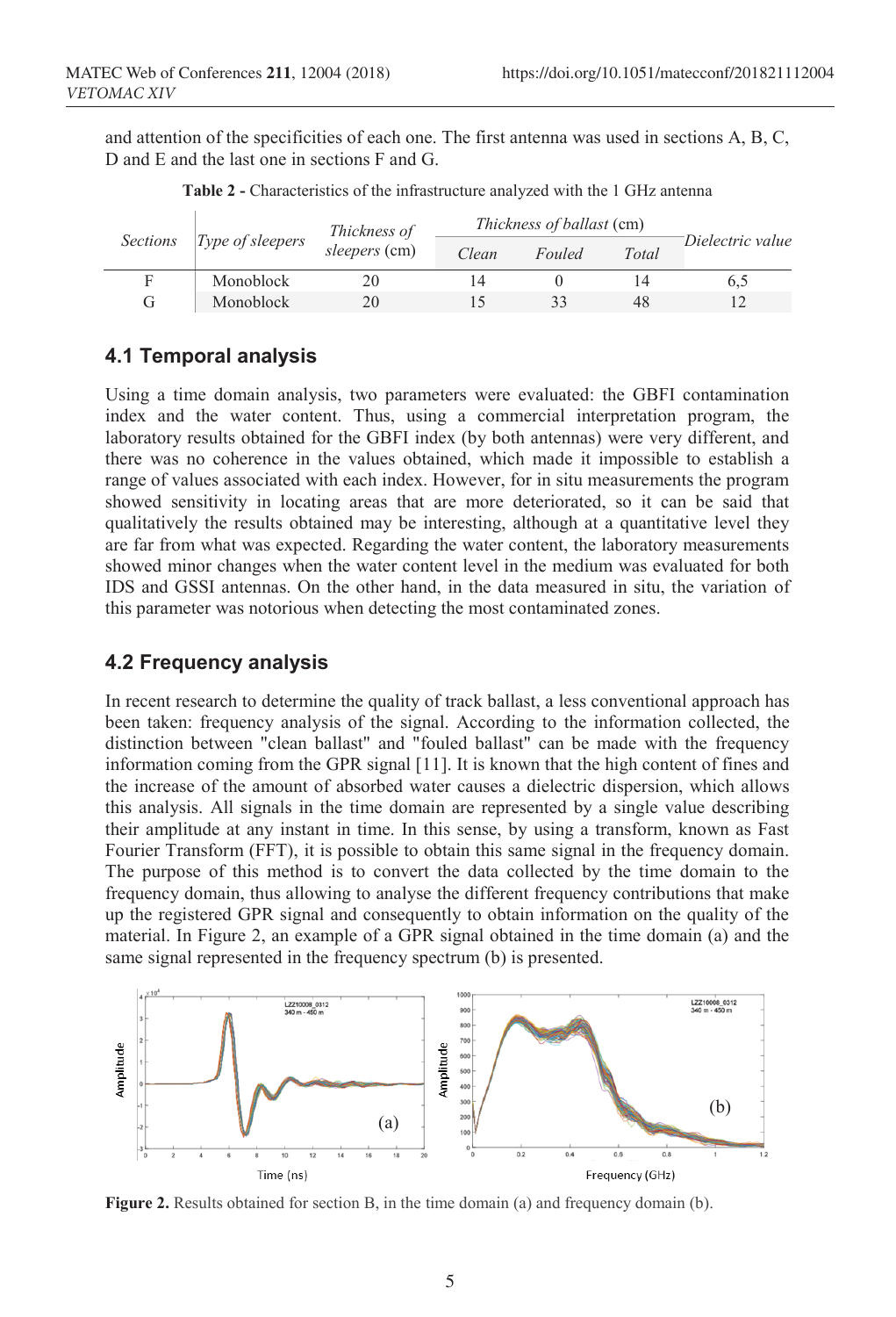and attention of the specificities of each one. The first antenna was used in sections A, B, C, D and E and the last one in sections F and G.

**Table 2 -** Characteristics of the infrastructure analyzed with the 1 GHz antenna

| *Sections* | *Type of sleepers* | *Thickness of sleepers* (cm) | *Thickness of ballast* (cm) | | | *Dielectric value* |
|---|---|---|---|---|---|---|
| | | | *Clean* | *Fouled* | *Total* | |
| F | Monoblock | 20 | 14 | 0 | 14 | 6,5 |
| G | Monoblock | 20 | 15 | 33 | 48 | 12 |

## 4.1 Temporal analysis

Using a time domain analysis, two parameters were evaluated: the GBFI contamination index and the water content. Thus, using a commercial interpretation program, the laboratory results obtained for the GBFI index (by both antennas) were very different, and there was no coherence in the values obtained, which made it impossible to establish a range of values associated with each index. However, for in situ measurements the program showed sensitivity in locating areas that are more deteriorated, so it can be said that qualitatively the results obtained may be interesting, although at a quantitative level they are far from what was expected. Regarding the water content, the laboratory measurements showed minor changes when the water content level in the medium was evaluated for both IDS and GSSI antennas. On the other hand, in the data measured in situ, the variation of this parameter was notorious when detecting the most contaminated zones.

## 4.2 Frequency analysis

In recent research to determine the quality of track ballast, a less conventional approach has been taken: frequency analysis of the signal. According to the information collected, the distinction between "clean ballast" and "fouled ballast" can be made with the frequency information coming from the GPR signal [11]. It is known that the high content of fines and the increase of the amount of absorbed water causes a dielectric dispersion, which allows this analysis. All signals in the time domain are represented by a single value describing their amplitude at any instant in time. In this sense, by using a transform, known as Fast Fourier Transform (FFT), it is possible to obtain this same signal in the frequency domain. The purpose of this method is to convert the data collected by the time domain to the frequency domain, thus allowing to analyse the different frequency contributions that make up the registered GPR signal and consequently to obtain information on the quality of the material. In Figure 2, an example of a GPR signal obtained in the time domain (a) and the same signal represented in the frequency spectrum (b) is presented.

**Figure 2.** Results obtained for section B, in the time domain (a) and frequency domain (b).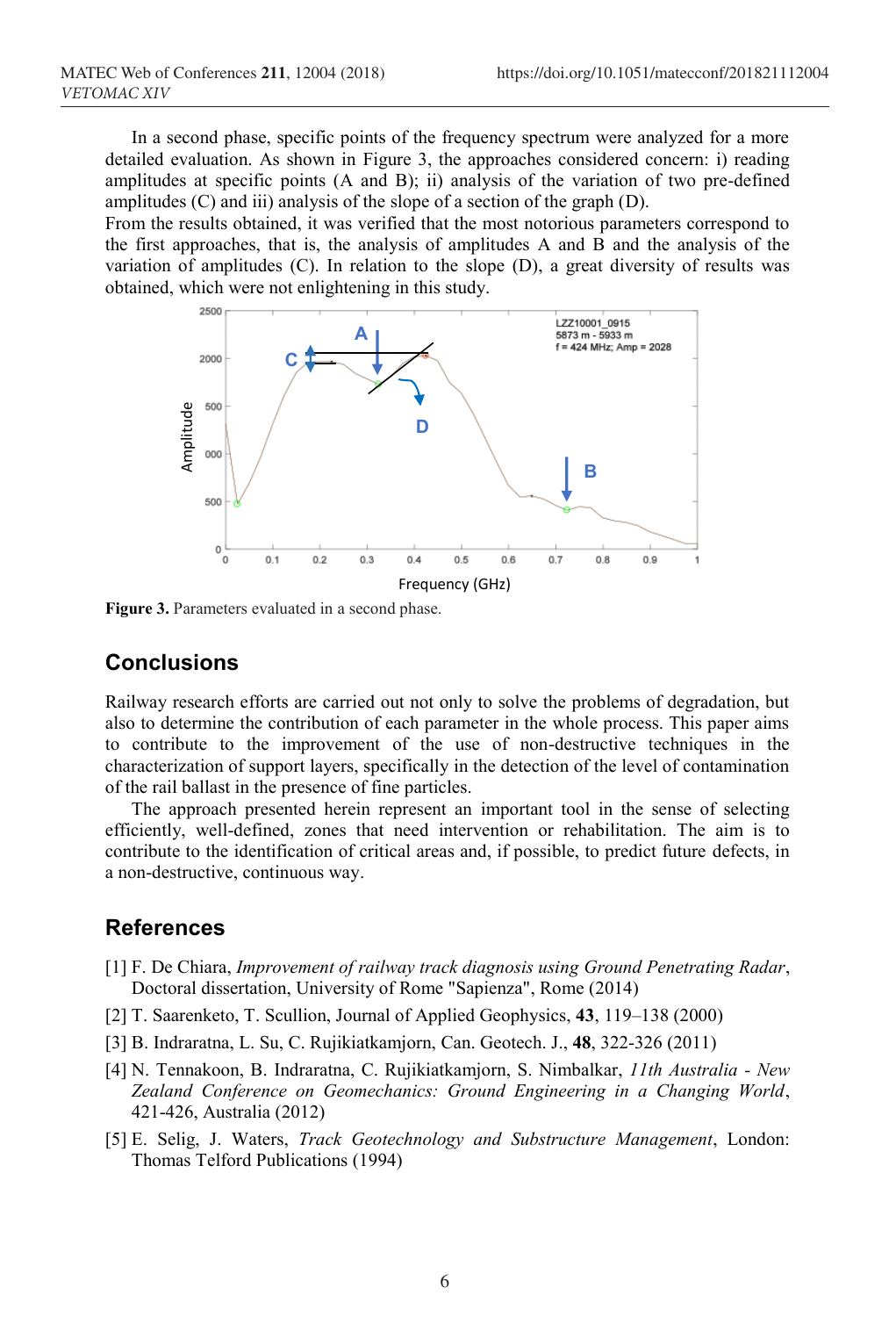In a second phase, specific points of the frequency spectrum were analyzed for a more detailed evaluation. As shown in Figure 3, the approaches considered concern: i) reading amplitudes at specific points (A and B); ii) analysis of the variation of two pre-defined amplitudes (C) and iii) analysis of the slope of a section of the graph (D).

From the results obtained, it was verified that the most notorious parameters correspond to the first approaches, that is, the analysis of amplitudes A and B and the analysis of the variation of amplitudes (C). In relation to the slope (D), a great diversity of results was obtained, which were not enlightening in this study.

**Figure 3.** Parameters evaluated in a second phase.

## Conclusions

Railway research efforts are carried out not only to solve the problems of degradation, but also to determine the contribution of each parameter in the whole process. This paper aims to contribute to the improvement of the use of non-destructive techniques in the characterization of support layers, specifically in the detection of the level of contamination of the rail ballast in the presence of fine particles.

The approach presented herein represent an important tool in the sense of selecting efficiently, well-defined, zones that need intervention or rehabilitation. The aim is to contribute to the identification of critical areas and, if possible, to predict future defects, in a non-destructive, continuous way.

## References

[1] F. De Chiara, *Improvement of railway track diagnosis using Ground Penetrating Radar*, Doctoral dissertation, University of Rome "Sapienza", Rome (2014)

[2] T. Saarenketo, T. Scullion, Journal of Applied Geophysics, **43**, 119–138 (2000)

[3] B. Indraratna, L. Su, C. Rujikiatkamjorn, Can. Geotech. J., **48**, 322-326 (2011)

[4] N. Tennakoon, B. Indraratna, C. Rujikiatkamjorn, S. Nimbalkar, *11th Australia - New Zealand Conference on Geomechanics: Ground Engineering in a Changing World*, 421-426, Australia (2012)

[5] E. Selig, J. Waters, *Track Geotechnology and Substructure Management*, London: Thomas Telford Publications (1994)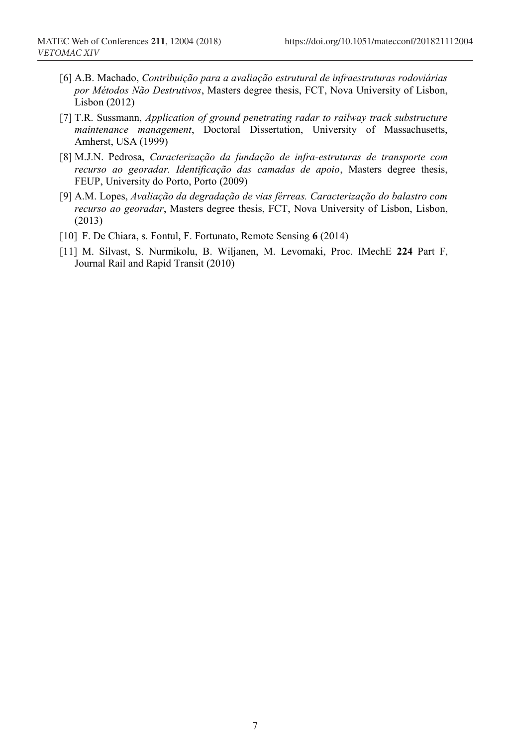[6] A.B. Machado, *Contribuição para a avaliação estrutural de infraestruturas rodoviárias por Métodos Não Destrutivos*, Masters degree thesis, FCT, Nova University of Lisbon, Lisbon (2012)

[7] T.R. Sussmann, *Application of ground penetrating radar to railway track substructure maintenance management*, Doctoral Dissertation, University of Massachusetts, Amherst, USA (1999)

[8] M.J.N. Pedrosa, *Caracterização da fundação de infra-estruturas de transporte com recurso ao georadar. Identificação das camadas de apoio*, Masters degree thesis, FEUP, University do Porto, Porto (2009)

[9] A.M. Lopes, *Avaliação da degradação de vias férreas. Caracterização do balastro com recurso ao georadar*, Masters degree thesis, FCT, Nova University of Lisbon, Lisbon, (2013)

[10] F. De Chiara, s. Fontul, F. Fortunato, Remote Sensing **6** (2014)

[11] M. Silvast, S. Nurmikolu, B. Wiljanen, M. Levomaki, Proc. IMechE **224** Part F, Journal Rail and Rapid Transit (2010)